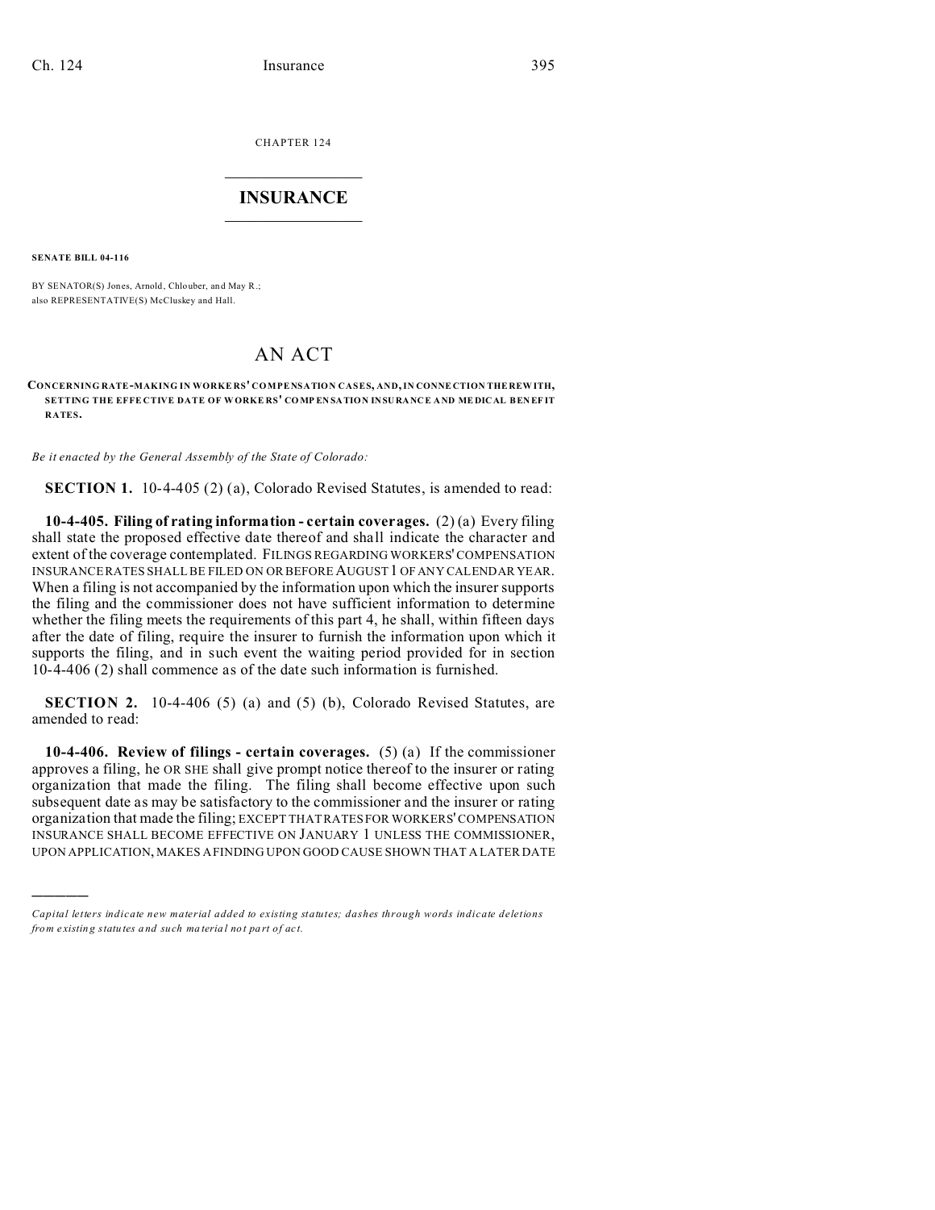CHAPTER 124

# INSURANCE

**SENATE BILL 04-116**

BY SENATOR(S) Jones, Arnold, Chlouber, and May R.;
also REPRESENTATIVE(S) McCluskey and Hall.

# AN ACT

**CONCERNING RATE-MAKING IN WORKERS' COMPENSATION CASES, AND, IN CONNECTION THEREWITH, SETTING THE EFFECTIVE DATE OF WORKERS' COMPENSATION INSURANCE AND MEDICAL BENEFIT RATES.**

*Be it enacted by the General Assembly of the State of Colorado:*

**SECTION 1.** 10-4-405 (2) (a), Colorado Revised Statutes, is amended to read:

**10-4-405. Filing of rating information - certain coverages.** (2) (a) Every filing shall state the proposed effective date thereof and shall indicate the character and extent of the coverage contemplated. FILINGS REGARDING WORKERS' COMPENSATION INSURANCE RATES SHALL BE FILED ON OR BEFORE AUGUST 1 OF ANY CALENDAR YEAR. When a filing is not accompanied by the information upon which the insurer supports the filing and the commissioner does not have sufficient information to determine whether the filing meets the requirements of this part 4, he shall, within fifteen days after the date of filing, require the insurer to furnish the information upon which it supports the filing, and in such event the waiting period provided for in section 10-4-406 (2) shall commence as of the date such information is furnished.

**SECTION 2.** 10-4-406 (5) (a) and (5) (b), Colorado Revised Statutes, are amended to read:

**10-4-406. Review of filings - certain coverages.** (5) (a) If the commissioner approves a filing, he OR SHE shall give prompt notice thereof to the insurer or rating organization that made the filing. The filing shall become effective upon such subsequent date as may be satisfactory to the commissioner and the insurer or rating organization that made the filing; EXCEPT THAT RATES FOR WORKERS' COMPENSATION INSURANCE SHALL BECOME EFFECTIVE ON JANUARY 1 UNLESS THE COMMISSIONER, UPON APPLICATION, MAKES A FINDING UPON GOOD CAUSE SHOWN THAT A LATER DATE

---

*Capital letters indicate new material added to existing statutes; dashes through words indicate deletions from existing statutes and such material not part of act.*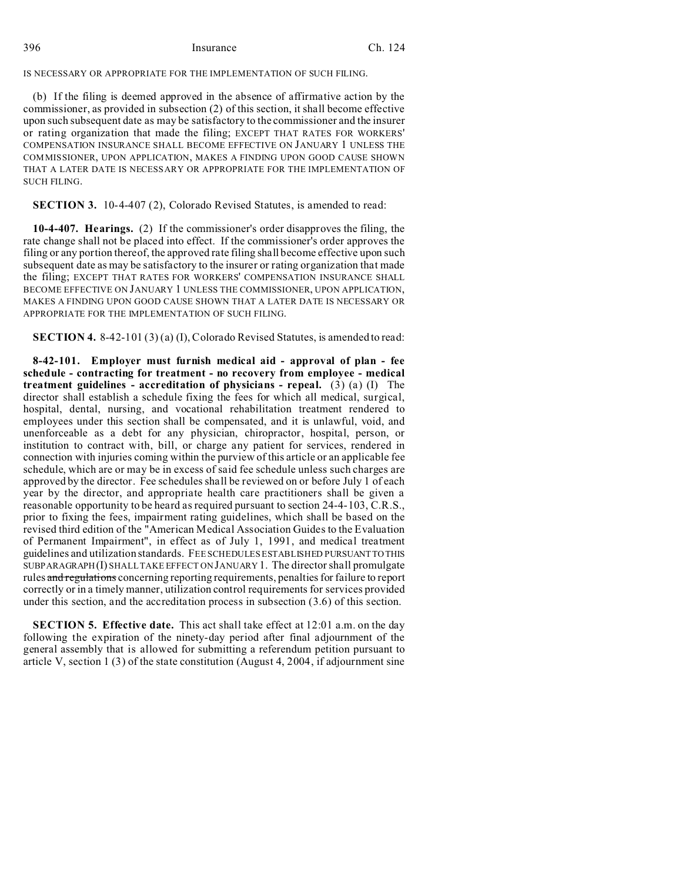IS NECESSARY OR APPROPRIATE FOR THE IMPLEMENTATION OF SUCH FILING.

(b) If the filing is deemed approved in the absence of affirmative action by the commissioner, as provided in subsection (2) of this section, it shall become effective upon such subsequent date as may be satisfactory to the commissioner and the insurer or rating organization that made the filing; EXCEPT THAT RATES FOR WORKERS' COMPENSATION INSURANCE SHALL BECOME EFFECTIVE ON JANUARY 1 UNLESS THE COMMISSIONER, UPON APPLICATION, MAKES A FINDING UPON GOOD CAUSE SHOWN THAT A LATER DATE IS NECESSARY OR APPROPRIATE FOR THE IMPLEMENTATION OF SUCH FILING.

**SECTION 3.** 10-4-407 (2), Colorado Revised Statutes, is amended to read:

**10-4-407. Hearings.** (2) If the commissioner's order disapproves the filing, the rate change shall not be placed into effect. If the commissioner's order approves the filing or any portion thereof, the approved rate filing shall become effective upon such subsequent date as may be satisfactory to the insurer or rating organization that made the filing; EXCEPT THAT RATES FOR WORKERS' COMPENSATION INSURANCE SHALL BECOME EFFECTIVE ON JANUARY 1 UNLESS THE COMMISSIONER, UPON APPLICATION, MAKES A FINDING UPON GOOD CAUSE SHOWN THAT A LATER DATE IS NECESSARY OR APPROPRIATE FOR THE IMPLEMENTATION OF SUCH FILING.

**SECTION 4.** 8-42-101 (3) (a) (I), Colorado Revised Statutes, is amended to read:

**8-42-101. Employer must furnish medical aid - approval of plan - fee schedule - contracting for treatment - no recovery from employee - medical treatment guidelines - accreditation of physicians - repeal.** (3) (a) (I) The director shall establish a schedule fixing the fees for which all medical, surgical, hospital, dental, nursing, and vocational rehabilitation treatment rendered to employees under this section shall be compensated, and it is unlawful, void, and unenforceable as a debt for any physician, chiropractor, hospital, person, or institution to contract with, bill, or charge any patient for services, rendered in connection with injuries coming within the purview of this article or an applicable fee schedule, which are or may be in excess of said fee schedule unless such charges are approved by the director. Fee schedules shall be reviewed on or before July 1 of each year by the director, and appropriate health care practitioners shall be given a reasonable opportunity to be heard as required pursuant to section 24-4-103, C.R.S., prior to fixing the fees, impairment rating guidelines, which shall be based on the revised third edition of the "American Medical Association Guides to the Evaluation of Permanent Impairment", in effect as of July 1, 1991, and medical treatment guidelines and utilization standards. FEE SCHEDULES ESTABLISHED PURSUANT TO THIS SUBPARAGRAPH (I) SHALL TAKE EFFECT ON JANUARY 1. The director shall promulgate rules ~~and regulations~~ concerning reporting requirements, penalties for failure to report correctly or in a timely manner, utilization control requirements for services provided under this section, and the accreditation process in subsection (3.6) of this section.

**SECTION 5. Effective date.** This act shall take effect at 12:01 a.m. on the day following the expiration of the ninety-day period after final adjournment of the general assembly that is allowed for submitting a referendum petition pursuant to article V, section 1 (3) of the state constitution (August 4, 2004, if adjournment sine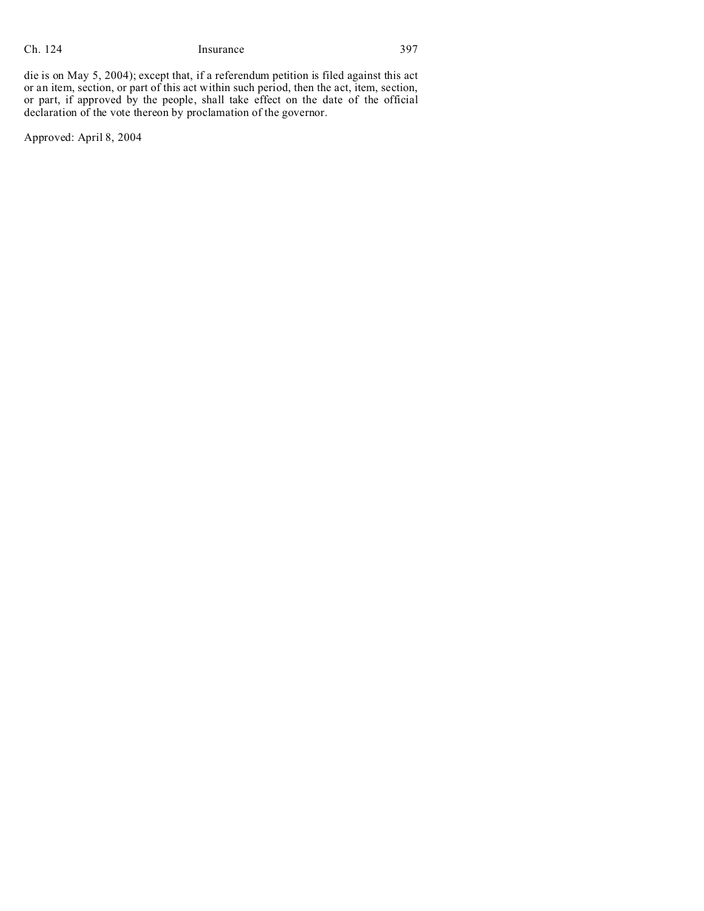die is on May 5, 2004); except that, if a referendum petition is filed against this act or an item, section, or part of this act within such period, then the act, item, section, or part, if approved by the people, shall take effect on the date of the official declaration of the vote thereon by proclamation of the governor.

Approved: April 8, 2004